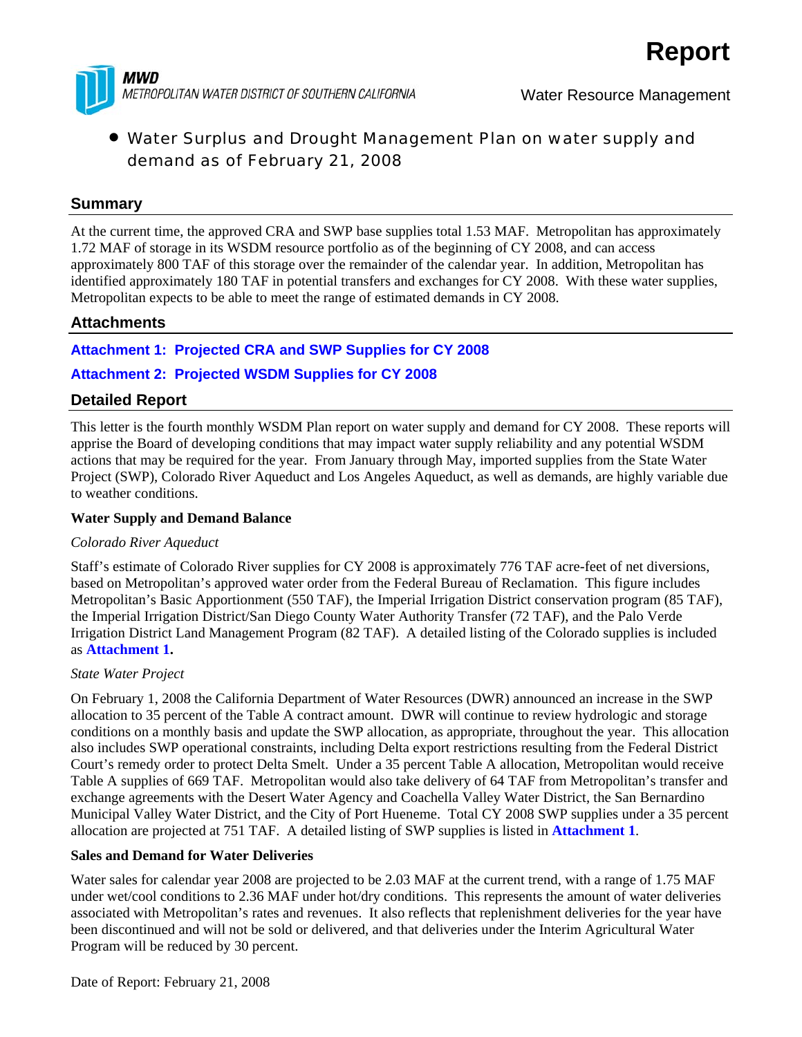# Report

**MWD**
METROPOLITAN WATER DISTRICT OF SOUTHERN CALIFORNIA

Water Resource Management

- Water Surplus and Drought Management Plan on water supply and demand as of February 21, 2008

## Summary

At the current time, the approved CRA and SWP base supplies total 1.53 MAF. Metropolitan has approximately 1.72 MAF of storage in its WSDM resource portfolio as of the beginning of CY 2008, and can access approximately 800 TAF of this storage over the remainder of the calendar year. In addition, Metropolitan has identified approximately 180 TAF in potential transfers and exchanges for CY 2008. With these water supplies, Metropolitan expects to be able to meet the range of estimated demands in CY 2008.

## Attachments

**Attachment 1: Projected CRA and SWP Supplies for CY 2008**

**Attachment 2: Projected WSDM Supplies for CY 2008**

## Detailed Report

This letter is the fourth monthly WSDM Plan report on water supply and demand for CY 2008. These reports will apprise the Board of developing conditions that may impact water supply reliability and any potential WSDM actions that may be required for the year. From January through May, imported supplies from the State Water Project (SWP), Colorado River Aqueduct and Los Angeles Aqueduct, as well as demands, are highly variable due to weather conditions.

### Water Supply and Demand Balance

*Colorado River Aqueduct*

Staff's estimate of Colorado River supplies for CY 2008 is approximately 776 TAF acre-feet of net diversions, based on Metropolitan's approved water order from the Federal Bureau of Reclamation. This figure includes Metropolitan's Basic Apportionment (550 TAF), the Imperial Irrigation District conservation program (85 TAF), the Imperial Irrigation District/San Diego County Water Authority Transfer (72 TAF), and the Palo Verde Irrigation District Land Management Program (82 TAF). A detailed listing of the Colorado supplies is included as **Attachment 1.**

*State Water Project*

On February 1, 2008 the California Department of Water Resources (DWR) announced an increase in the SWP allocation to 35 percent of the Table A contract amount. DWR will continue to review hydrologic and storage conditions on a monthly basis and update the SWP allocation, as appropriate, throughout the year. This allocation also includes SWP operational constraints, including Delta export restrictions resulting from the Federal District Court's remedy order to protect Delta Smelt. Under a 35 percent Table A allocation, Metropolitan would receive Table A supplies of 669 TAF. Metropolitan would also take delivery of 64 TAF from Metropolitan's transfer and exchange agreements with the Desert Water Agency and Coachella Valley Water District, the San Bernardino Municipal Valley Water District, and the City of Port Hueneme. Total CY 2008 SWP supplies under a 35 percent allocation are projected at 751 TAF. A detailed listing of SWP supplies is listed in **Attachment 1**.

### Sales and Demand for Water Deliveries

Water sales for calendar year 2008 are projected to be 2.03 MAF at the current trend, with a range of 1.75 MAF under wet/cool conditions to 2.36 MAF under hot/dry conditions. This represents the amount of water deliveries associated with Metropolitan's rates and revenues. It also reflects that replenishment deliveries for the year have been discontinued and will not be sold or delivered, and that deliveries under the Interim Agricultural Water Program will be reduced by 30 percent.

Date of Report: February 21, 2008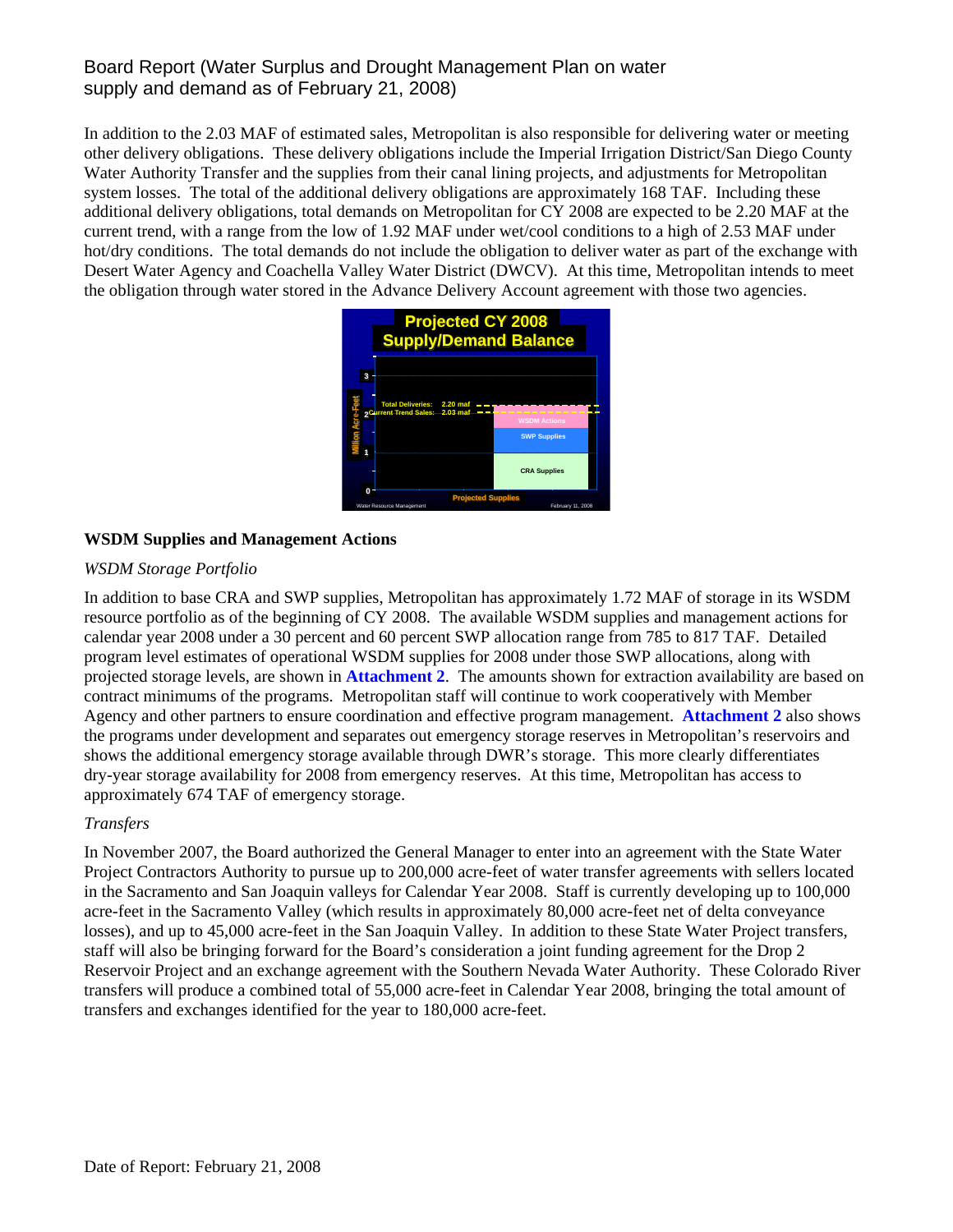Board Report (Water Surplus and Drought Management Plan on water supply and demand as of February 21, 2008)

In addition to the 2.03 MAF of estimated sales, Metropolitan is also responsible for delivering water or meeting other delivery obligations. These delivery obligations include the Imperial Irrigation District/San Diego County Water Authority Transfer and the supplies from their canal lining projects, and adjustments for Metropolitan system losses. The total of the additional delivery obligations are approximately 168 TAF. Including these additional delivery obligations, total demands on Metropolitan for CY 2008 are expected to be 2.20 MAF at the current trend, with a range from the low of 1.92 MAF under wet/cool conditions to a high of 2.53 MAF under hot/dry conditions. The total demands do not include the obligation to deliver water as part of the exchange with Desert Water Agency and Coachella Valley Water District (DWCV). At this time, Metropolitan intends to meet the obligation through water stored in the Advance Delivery Account agreement with those two agencies.

Projected CY 2008 Supply/Demand Balance

Total Deliveries: 2.20 maf
Current Trend Sales: 2.03 maf

WSDM Actions
SWP Supplies
CRA Supplies

Million Acre-Feet
Projected Supplies

Water Resource Management — February 11, 2008

### WSDM Supplies and Management Actions

*WSDM Storage Portfolio*

In addition to base CRA and SWP supplies, Metropolitan has approximately 1.72 MAF of storage in its WSDM resource portfolio as of the beginning of CY 2008. The available WSDM supplies and management actions for calendar year 2008 under a 30 percent and 60 percent SWP allocation range from 785 to 817 TAF. Detailed program level estimates of operational WSDM supplies for 2008 under those SWP allocations, along with projected storage levels, are shown in **Attachment 2**. The amounts shown for extraction availability are based on contract minimums of the programs. Metropolitan staff will continue to work cooperatively with Member Agency and other partners to ensure coordination and effective program management. **Attachment 2** also shows the programs under development and separates out emergency storage reserves in Metropolitan's reservoirs and shows the additional emergency storage available through DWR's storage. This more clearly differentiates dry-year storage availability for 2008 from emergency reserves. At this time, Metropolitan has access to approximately 674 TAF of emergency storage.

*Transfers*

In November 2007, the Board authorized the General Manager to enter into an agreement with the State Water Project Contractors Authority to pursue up to 200,000 acre-feet of water transfer agreements with sellers located in the Sacramento and San Joaquin valleys for Calendar Year 2008. Staff is currently developing up to 100,000 acre-feet in the Sacramento Valley (which results in approximately 80,000 acre-feet net of delta conveyance losses), and up to 45,000 acre-feet in the San Joaquin Valley. In addition to these State Water Project transfers, staff will also be bringing forward for the Board's consideration a joint funding agreement for the Drop 2 Reservoir Project and an exchange agreement with the Southern Nevada Water Authority. These Colorado River transfers will produce a combined total of 55,000 acre-feet in Calendar Year 2008, bringing the total amount of transfers and exchanges identified for the year to 180,000 acre-feet.

Date of Report: February 21, 2008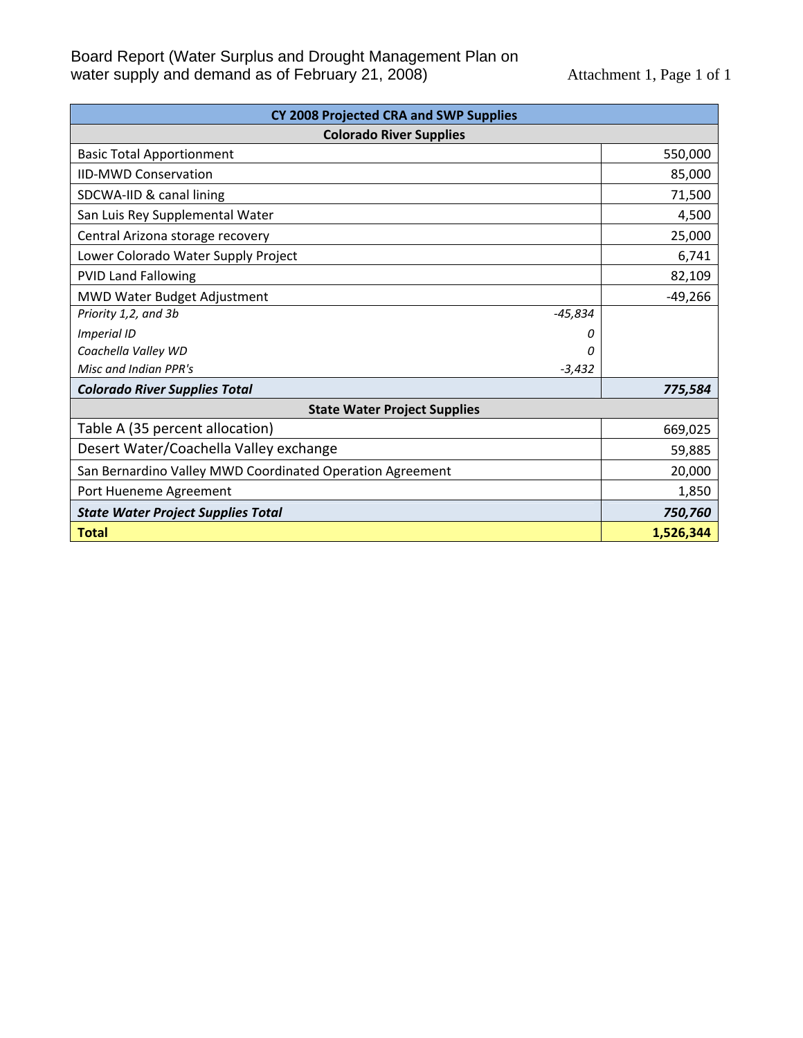Board Report (Water Surplus and Drought Management Plan on water supply and demand as of February 21, 2008)

Attachment 1, Page 1 of 1

| CY 2008 Projected CRA and SWP Supplies | | |
|---|---|---|
| **Colorado River Supplies** | | |
| Basic Total Apportionment | | 550,000 |
| IID-MWD Conservation | | 85,000 |
| SDCWA-IID & canal lining | | 71,500 |
| San Luis Rey Supplemental Water | | 4,500 |
| Central Arizona storage recovery | | 25,000 |
| Lower Colorado Water Supply Project | | 6,741 |
| PVID Land Fallowing | | 82,109 |
| MWD Water Budget Adjustment | | -49,266 |
| *Priority 1,2, and 3b* | *-45,834* | |
| *Imperial ID* | *0* | |
| *Coachella Valley WD* | *0* | |
| *Misc and Indian PPR's* | *-3,432* | |
| ***Colorado River Supplies Total*** | | ***775,584*** |
| **State Water Project Supplies** | | |
| Table A (35 percent allocation) | | 669,025 |
| Desert Water/Coachella Valley exchange | | 59,885 |
| San Bernardino Valley MWD Coordinated Operation Agreement | | 20,000 |
| Port Hueneme Agreement | | 1,850 |
| ***State Water Project Supplies Total*** | | ***750,760*** |
| **Total** | | **1,526,344** |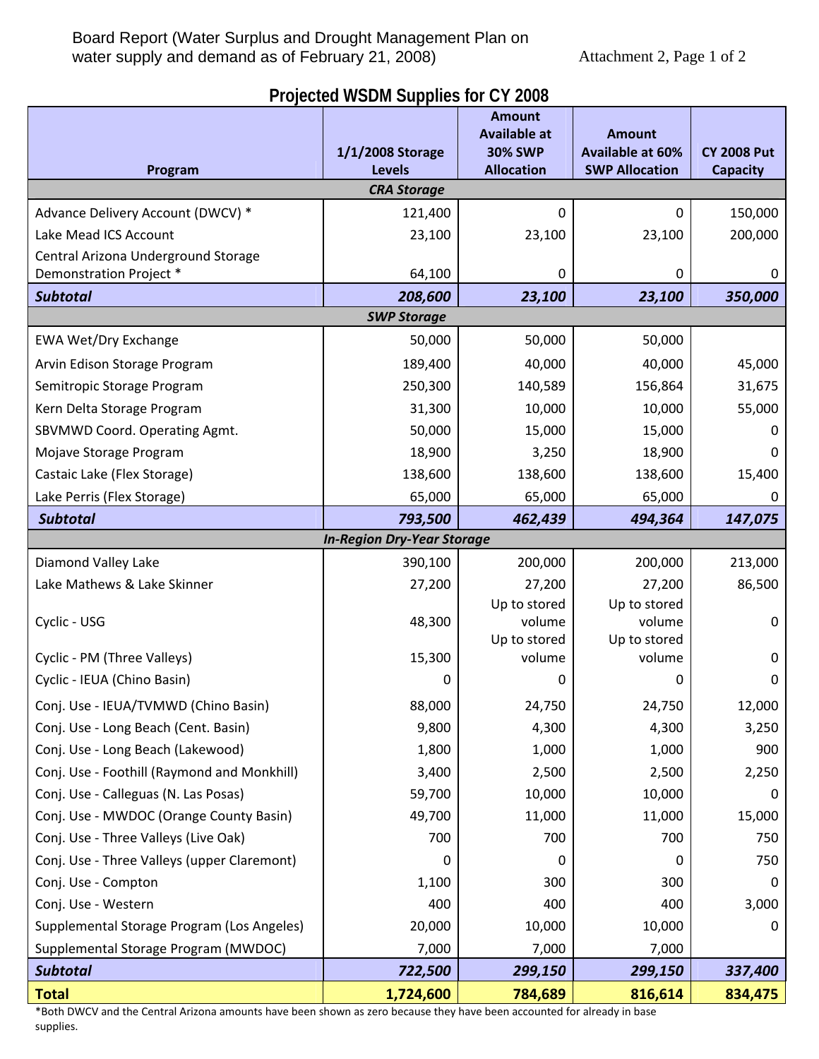Board Report (Water Surplus and Drought Management Plan on water supply and demand as of February 21, 2008)

Attachment 2, Page 1 of 2

## Projected WSDM Supplies for CY 2008

| Program | 1/1/2008 Storage Levels | Amount Available at 30% SWP Allocation | Amount Available at 60% SWP Allocation | CY 2008 Put Capacity |
|---|---|---|---|---|
| ***CRA Storage*** | | | | |
| Advance Delivery Account (DWCV) * | 121,400 | 0 | 0 | 150,000 |
| Lake Mead ICS Account | 23,100 | 23,100 | 23,100 | 200,000 |
| Central Arizona Underground Storage Demonstration Project * | 64,100 | 0 | 0 | 0 |
| ***Subtotal*** | ***208,600*** | ***23,100*** | ***23,100*** | ***350,000*** |
| ***SWP Storage*** | | | | |
| EWA Wet/Dry Exchange | 50,000 | 50,000 | 50,000 | |
| Arvin Edison Storage Program | 189,400 | 40,000 | 40,000 | 45,000 |
| Semitropic Storage Program | 250,300 | 140,589 | 156,864 | 31,675 |
| Kern Delta Storage Program | 31,300 | 10,000 | 10,000 | 55,000 |
| SBVMWD Coord. Operating Agmt. | 50,000 | 15,000 | 15,000 | 0 |
| Mojave Storage Program | 18,900 | 3,250 | 18,900 | 0 |
| Castaic Lake (Flex Storage) | 138,600 | 138,600 | 138,600 | 15,400 |
| Lake Perris (Flex Storage) | 65,000 | 65,000 | 65,000 | 0 |
| ***Subtotal*** | ***793,500*** | ***462,439*** | ***494,364*** | ***147,075*** |
| ***In-Region Dry-Year Storage*** | | | | |
| Diamond Valley Lake | 390,100 | 200,000 | 200,000 | 213,000 |
| Lake Mathews & Lake Skinner | 27,200 | 27,200 | 27,200 | 86,500 |
| Cyclic - USG | 48,300 | Up to stored volume | Up to stored volume | 0 |
| Cyclic - PM (Three Valleys) | 15,300 | Up to stored volume | Up to stored volume | 0 |
| Cyclic - IEUA (Chino Basin) | 0 | 0 | 0 | 0 |
| Conj. Use - IEUA/TVMWD (Chino Basin) | 88,000 | 24,750 | 24,750 | 12,000 |
| Conj. Use - Long Beach (Cent. Basin) | 9,800 | 4,300 | 4,300 | 3,250 |
| Conj. Use - Long Beach (Lakewood) | 1,800 | 1,000 | 1,000 | 900 |
| Conj. Use - Foothill (Raymond and Monkhill) | 3,400 | 2,500 | 2,500 | 2,250 |
| Conj. Use - Calleguas (N. Las Posas) | 59,700 | 10,000 | 10,000 | 0 |
| Conj. Use - MWDOC (Orange County Basin) | 49,700 | 11,000 | 11,000 | 15,000 |
| Conj. Use - Three Valleys (Live Oak) | 700 | 700 | 700 | 750 |
| Conj. Use - Three Valleys (upper Claremont) | 0 | 0 | 0 | 750 |
| Conj. Use - Compton | 1,100 | 300 | 300 | 0 |
| Conj. Use - Western | 400 | 400 | 400 | 3,000 |
| Supplemental Storage Program (Los Angeles) | 20,000 | 10,000 | 10,000 | 0 |
| Supplemental Storage Program (MWDOC) | 7,000 | 7,000 | 7,000 | |
| ***Subtotal*** | ***722,500*** | ***299,150*** | ***299,150*** | ***337,400*** |
| **Total** | **1,724,600** | **784,689** | **816,614** | **834,475** |

*Both DWCV and the Central Arizona amounts have been shown as zero because they have been accounted for already in base supplies.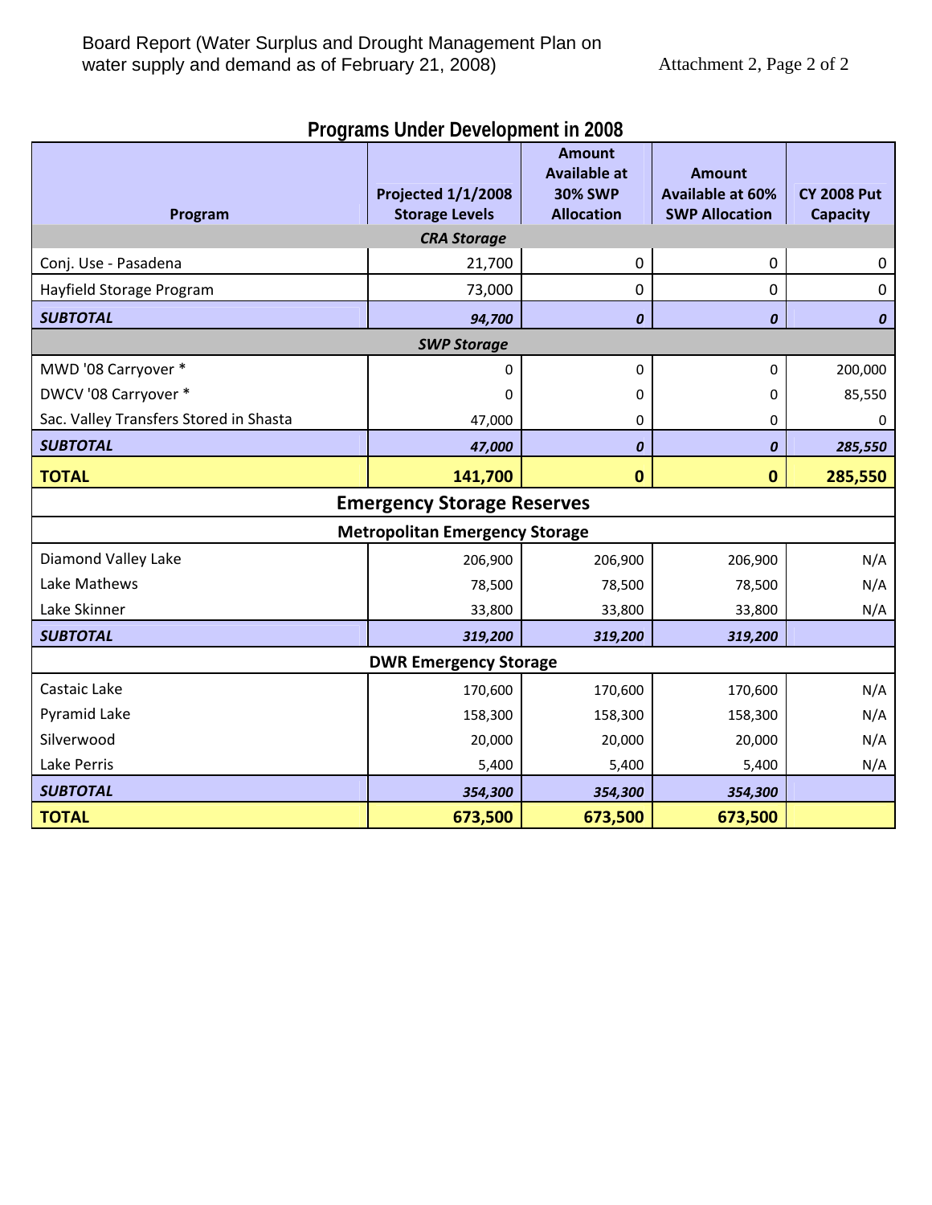## Programs Under Development in 2008

| Program | Projected 1/1/2008 Storage Levels | Amount Available at 30% SWP Allocation | Amount Available at 60% SWP Allocation | CY 2008 Put Capacity |
|---|---|---|---|---|
| ***CRA Storage*** | | | | |
| Conj. Use - Pasadena | 21,700 | 0 | 0 | 0 |
| Hayfield Storage Program | 73,000 | 0 | 0 | 0 |
| ***SUBTOTAL*** | ***94,700*** | ***0*** | ***0*** | ***0*** |
| ***SWP Storage*** | | | | |
| MWD '08 Carryover * | 0 | 0 | 0 | 200,000 |
| DWCV '08 Carryover * | 0 | 0 | 0 | 85,550 |
| Sac. Valley Transfers Stored in Shasta | 47,000 | 0 | 0 | 0 |
| ***SUBTOTAL*** | ***47,000*** | ***0*** | ***0*** | ***285,550*** |
| **TOTAL** | **141,700** | **0** | **0** | **285,550** |
| **Emergency Storage Reserves** | | | | |
| **Metropolitan Emergency Storage** | | | | |
| Diamond Valley Lake | 206,900 | 206,900 | 206,900 | N/A |
| Lake Mathews | 78,500 | 78,500 | 78,500 | N/A |
| Lake Skinner | 33,800 | 33,800 | 33,800 | N/A |
| ***SUBTOTAL*** | ***319,200*** | ***319,200*** | ***319,200*** | |
| **DWR Emergency Storage** | | | | |
| Castaic Lake | 170,600 | 170,600 | 170,600 | N/A |
| Pyramid Lake | 158,300 | 158,300 | 158,300 | N/A |
| Silverwood | 20,000 | 20,000 | 20,000 | N/A |
| Lake Perris | 5,400 | 5,400 | 5,400 | N/A |
| ***SUBTOTAL*** | ***354,300*** | ***354,300*** | ***354,300*** | |
| **TOTAL** | **673,500** | **673,500** | **673,500** | |